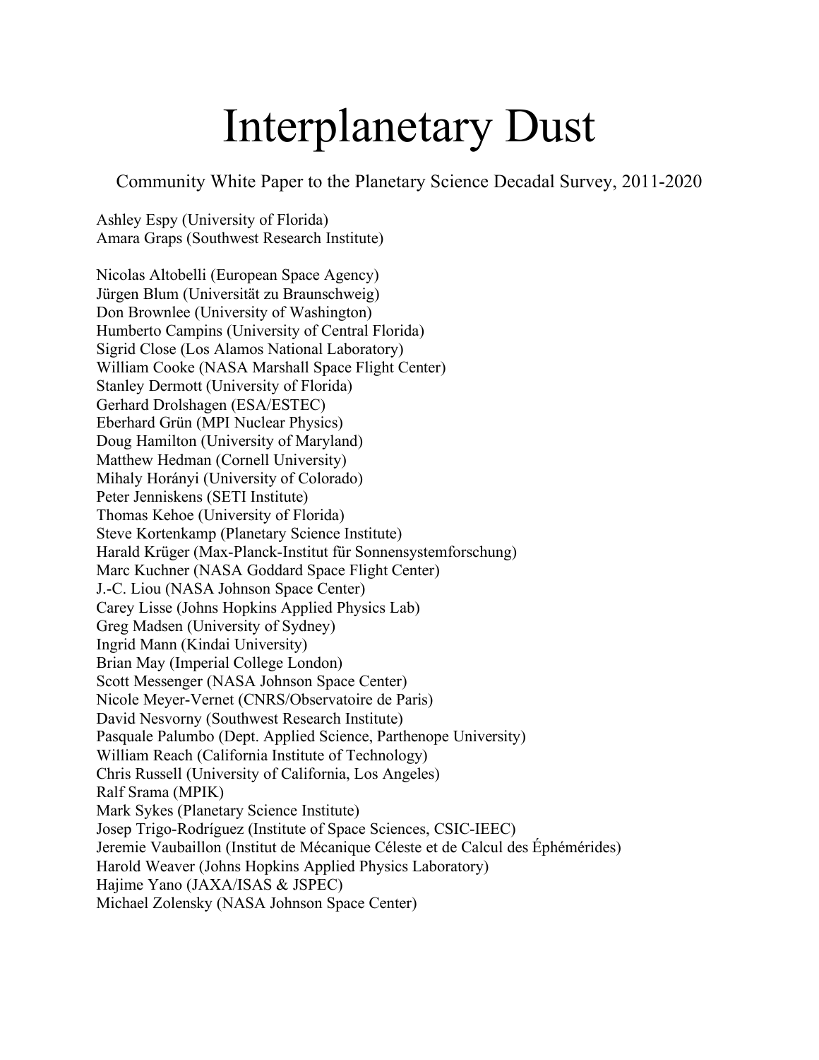# Interplanetary Dust

Community White Paper to the Planetary Science Decadal Survey, 2011-2020

Ashley Espy (University of Florida)
Amara Graps (Southwest Research Institute)

Nicolas Altobelli (European Space Agency)
Jürgen Blum (Universität zu Braunschweig)
Don Brownlee (University of Washington)
Humberto Campins (University of Central Florida)
Sigrid Close (Los Alamos National Laboratory)
William Cooke (NASA Marshall Space Flight Center)
Stanley Dermott (University of Florida)
Gerhard Drolshagen (ESA/ESTEC)
Eberhard Grün (MPI Nuclear Physics)
Doug Hamilton (University of Maryland)
Matthew Hedman (Cornell University)
Mihaly Horányi (University of Colorado)
Peter Jenniskens (SETI Institute)
Thomas Kehoe (University of Florida)
Steve Kortenkamp (Planetary Science Institute)
Harald Krüger (Max-Planck-Institut für Sonnensystemforschung)
Marc Kuchner (NASA Goddard Space Flight Center)
J.-C. Liou (NASA Johnson Space Center)
Carey Lisse (Johns Hopkins Applied Physics Lab)
Greg Madsen (University of Sydney)
Ingrid Mann (Kindai University)
Brian May (Imperial College London)
Scott Messenger (NASA Johnson Space Center)
Nicole Meyer-Vernet (CNRS/Observatoire de Paris)
David Nesvorny (Southwest Research Institute)
Pasquale Palumbo (Dept. Applied Science, Parthenope University)
William Reach (California Institute of Technology)
Chris Russell (University of California, Los Angeles)
Ralf Srama (MPIK)
Mark Sykes (Planetary Science Institute)
Josep Trigo-Rodríguez (Institute of Space Sciences, CSIC-IEEC)
Jeremie Vaubaillon (Institut de Mécanique Céleste et de Calcul des Éphémérides)
Harold Weaver (Johns Hopkins Applied Physics Laboratory)
Hajime Yano (JAXA/ISAS & JSPEC)
Michael Zolensky (NASA Johnson Space Center)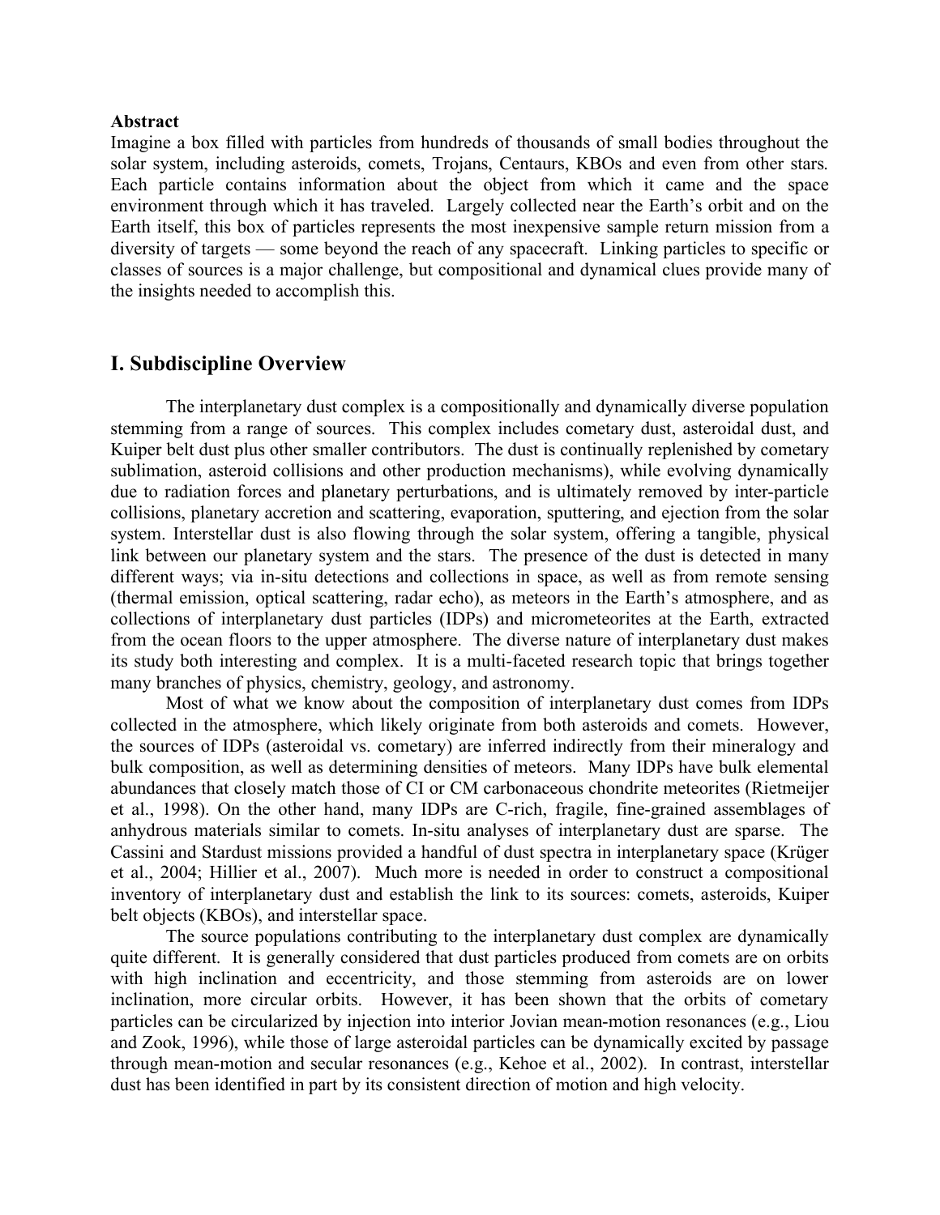**Abstract**

Imagine a box filled with particles from hundreds of thousands of small bodies throughout the solar system, including asteroids, comets, Trojans, Centaurs, KBOs and even from other stars. Each particle contains information about the object from which it came and the space environment through which it has traveled. Largely collected near the Earth's orbit and on the Earth itself, this box of particles represents the most inexpensive sample return mission from a diversity of targets — some beyond the reach of any spacecraft. Linking particles to specific or classes of sources is a major challenge, but compositional and dynamical clues provide many of the insights needed to accomplish this.

## I. Subdiscipline Overview

The interplanetary dust complex is a compositionally and dynamically diverse population stemming from a range of sources. This complex includes cometary dust, asteroidal dust, and Kuiper belt dust plus other smaller contributors. The dust is continually replenished by cometary sublimation, asteroid collisions and other production mechanisms), while evolving dynamically due to radiation forces and planetary perturbations, and is ultimately removed by inter-particle collisions, planetary accretion and scattering, evaporation, sputtering, and ejection from the solar system. Interstellar dust is also flowing through the solar system, offering a tangible, physical link between our planetary system and the stars. The presence of the dust is detected in many different ways; via in-situ detections and collections in space, as well as from remote sensing (thermal emission, optical scattering, radar echo), as meteors in the Earth's atmosphere, and as collections of interplanetary dust particles (IDPs) and micrometeorites at the Earth, extracted from the ocean floors to the upper atmosphere. The diverse nature of interplanetary dust makes its study both interesting and complex. It is a multi-faceted research topic that brings together many branches of physics, chemistry, geology, and astronomy.

Most of what we know about the composition of interplanetary dust comes from IDPs collected in the atmosphere, which likely originate from both asteroids and comets. However, the sources of IDPs (asteroidal vs. cometary) are inferred indirectly from their mineralogy and bulk composition, as well as determining densities of meteors. Many IDPs have bulk elemental abundances that closely match those of CI or CM carbonaceous chondrite meteorites (Rietmeijer et al., 1998). On the other hand, many IDPs are C-rich, fragile, fine-grained assemblages of anhydrous materials similar to comets. In-situ analyses of interplanetary dust are sparse. The Cassini and Stardust missions provided a handful of dust spectra in interplanetary space (Krüger et al., 2004; Hillier et al., 2007). Much more is needed in order to construct a compositional inventory of interplanetary dust and establish the link to its sources: comets, asteroids, Kuiper belt objects (KBOs), and interstellar space.

The source populations contributing to the interplanetary dust complex are dynamically quite different. It is generally considered that dust particles produced from comets are on orbits with high inclination and eccentricity, and those stemming from asteroids are on lower inclination, more circular orbits. However, it has been shown that the orbits of cometary particles can be circularized by injection into interior Jovian mean-motion resonances (e.g., Liou and Zook, 1996), while those of large asteroidal particles can be dynamically excited by passage through mean-motion and secular resonances (e.g., Kehoe et al., 2002). In contrast, interstellar dust has been identified in part by its consistent direction of motion and high velocity.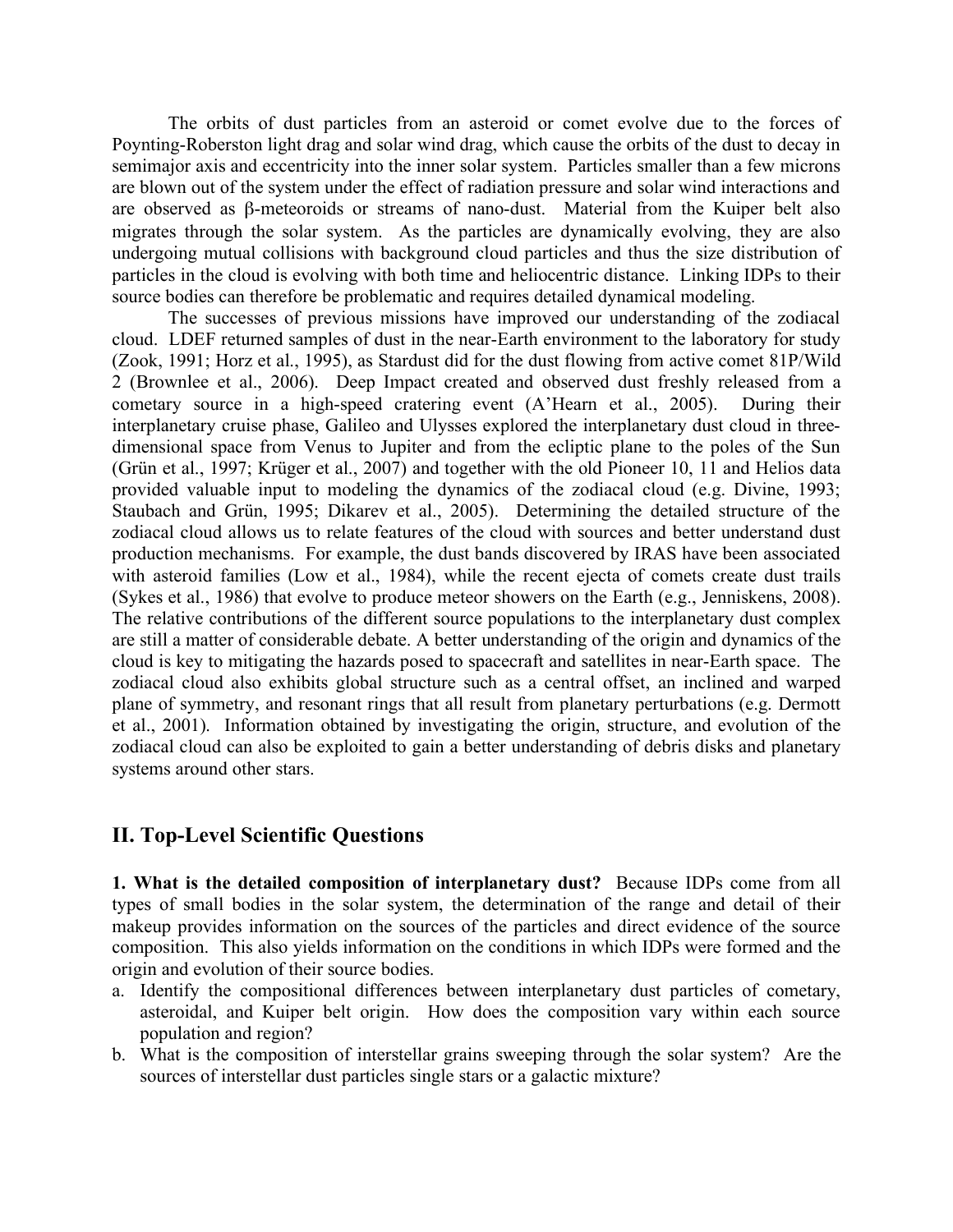The orbits of dust particles from an asteroid or comet evolve due to the forces of Poynting-Roberston light drag and solar wind drag, which cause the orbits of the dust to decay in semimajor axis and eccentricity into the inner solar system. Particles smaller than a few microns are blown out of the system under the effect of radiation pressure and solar wind interactions and are observed as β-meteoroids or streams of nano-dust. Material from the Kuiper belt also migrates through the solar system. As the particles are dynamically evolving, they are also undergoing mutual collisions with background cloud particles and thus the size distribution of particles in the cloud is evolving with both time and heliocentric distance. Linking IDPs to their source bodies can therefore be problematic and requires detailed dynamical modeling.

The successes of previous missions have improved our understanding of the zodiacal cloud. LDEF returned samples of dust in the near-Earth environment to the laboratory for study (Zook, 1991; Horz et al., 1995), as Stardust did for the dust flowing from active comet 81P/Wild 2 (Brownlee et al., 2006). Deep Impact created and observed dust freshly released from a cometary source in a high-speed cratering event (A'Hearn et al., 2005). During their interplanetary cruise phase, Galileo and Ulysses explored the interplanetary dust cloud in three-dimensional space from Venus to Jupiter and from the ecliptic plane to the poles of the Sun (Grün et al., 1997; Krüger et al., 2007) and together with the old Pioneer 10, 11 and Helios data provided valuable input to modeling the dynamics of the zodiacal cloud (e.g. Divine, 1993; Staubach and Grün, 1995; Dikarev et al., 2005). Determining the detailed structure of the zodiacal cloud allows us to relate features of the cloud with sources and better understand dust production mechanisms. For example, the dust bands discovered by IRAS have been associated with asteroid families (Low et al., 1984), while the recent ejecta of comets create dust trails (Sykes et al., 1986) that evolve to produce meteor showers on the Earth (e.g., Jenniskens, 2008). The relative contributions of the different source populations to the interplanetary dust complex are still a matter of considerable debate. A better understanding of the origin and dynamics of the cloud is key to mitigating the hazards posed to spacecraft and satellites in near-Earth space. The zodiacal cloud also exhibits global structure such as a central offset, an inclined and warped plane of symmetry, and resonant rings that all result from planetary perturbations (e.g. Dermott et al., 2001). Information obtained by investigating the origin, structure, and evolution of the zodiacal cloud can also be exploited to gain a better understanding of debris disks and planetary systems around other stars.

## II. Top-Level Scientific Questions

**1. What is the detailed composition of interplanetary dust?** Because IDPs come from all types of small bodies in the solar system, the determination of the range and detail of their makeup provides information on the sources of the particles and direct evidence of the source composition. This also yields information on the conditions in which IDPs were formed and the origin and evolution of their source bodies.

a. Identify the compositional differences between interplanetary dust particles of cometary, asteroidal, and Kuiper belt origin. How does the composition vary within each source population and region?
b. What is the composition of interstellar grains sweeping through the solar system? Are the sources of interstellar dust particles single stars or a galactic mixture?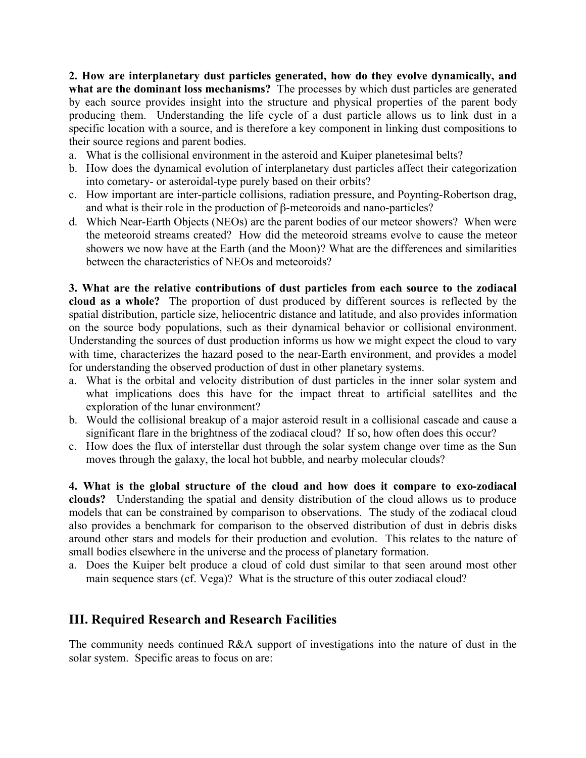**2. How are interplanetary dust particles generated, how do they evolve dynamically, and what are the dominant loss mechanisms?** The processes by which dust particles are generated by each source provides insight into the structure and physical properties of the parent body producing them. Understanding the life cycle of a dust particle allows us to link dust in a specific location with a source, and is therefore a key component in linking dust compositions to their source regions and parent bodies.

a. What is the collisional environment in the asteroid and Kuiper planetesimal belts?
b. How does the dynamical evolution of interplanetary dust particles affect their categorization into cometary- or asteroidal-type purely based on their orbits?
c. How important are inter-particle collisions, radiation pressure, and Poynting-Robertson drag, and what is their role in the production of β-meteoroids and nano-particles?
d. Which Near-Earth Objects (NEOs) are the parent bodies of our meteor showers? When were the meteoroid streams created? How did the meteoroid streams evolve to cause the meteor showers we now have at the Earth (and the Moon)? What are the differences and similarities between the characteristics of NEOs and meteoroids?

**3. What are the relative contributions of dust particles from each source to the zodiacal cloud as a whole?** The proportion of dust produced by different sources is reflected by the spatial distribution, particle size, heliocentric distance and latitude, and also provides information on the source body populations, such as their dynamical behavior or collisional environment. Understanding the sources of dust production informs us how we might expect the cloud to vary with time, characterizes the hazard posed to the near-Earth environment, and provides a model for understanding the observed production of dust in other planetary systems.

a. What is the orbital and velocity distribution of dust particles in the inner solar system and what implications does this have for the impact threat to artificial satellites and the exploration of the lunar environment?
b. Would the collisional breakup of a major asteroid result in a collisional cascade and cause a significant flare in the brightness of the zodiacal cloud? If so, how often does this occur?
c. How does the flux of interstellar dust through the solar system change over time as the Sun moves through the galaxy, the local hot bubble, and nearby molecular clouds?

**4. What is the global structure of the cloud and how does it compare to exo-zodiacal clouds?** Understanding the spatial and density distribution of the cloud allows us to produce models that can be constrained by comparison to observations. The study of the zodiacal cloud also provides a benchmark for comparison to the observed distribution of dust in debris disks around other stars and models for their production and evolution. This relates to the nature of small bodies elsewhere in the universe and the process of planetary formation.

a. Does the Kuiper belt produce a cloud of cold dust similar to that seen around most other main sequence stars (cf. Vega)? What is the structure of this outer zodiacal cloud?

## III. Required Research and Research Facilities

The community needs continued R&A support of investigations into the nature of dust in the solar system. Specific areas to focus on are: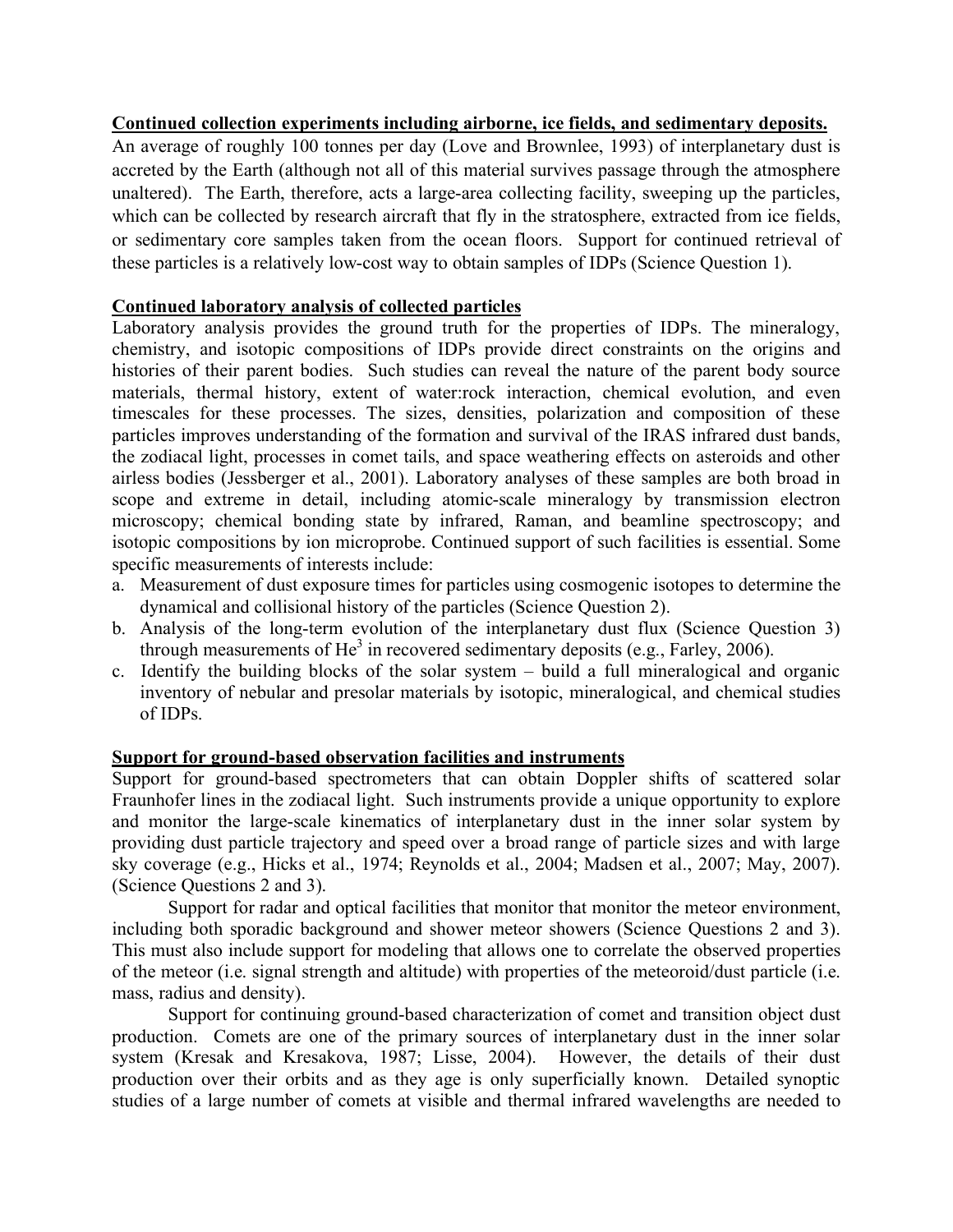**Continued collection experiments including airborne, ice fields, and sedimentary deposits.**

An average of roughly 100 tonnes per day (Love and Brownlee, 1993) of interplanetary dust is accreted by the Earth (although not all of this material survives passage through the atmosphere unaltered). The Earth, therefore, acts a large-area collecting facility, sweeping up the particles, which can be collected by research aircraft that fly in the stratosphere, extracted from ice fields, or sedimentary core samples taken from the ocean floors. Support for continued retrieval of these particles is a relatively low-cost way to obtain samples of IDPs (Science Question 1).

**Continued laboratory analysis of collected particles**

Laboratory analysis provides the ground truth for the properties of IDPs. The mineralogy, chemistry, and isotopic compositions of IDPs provide direct constraints on the origins and histories of their parent bodies. Such studies can reveal the nature of the parent body source materials, thermal history, extent of water:rock interaction, chemical evolution, and even timescales for these processes. The sizes, densities, polarization and composition of these particles improves understanding of the formation and survival of the IRAS infrared dust bands, the zodiacal light, processes in comet tails, and space weathering effects on asteroids and other airless bodies (Jessberger et al., 2001). Laboratory analyses of these samples are both broad in scope and extreme in detail, including atomic-scale mineralogy by transmission electron microscopy; chemical bonding state by infrared, Raman, and beamline spectroscopy; and isotopic compositions by ion microprobe. Continued support of such facilities is essential. Some specific measurements of interests include:

a. Measurement of dust exposure times for particles using cosmogenic isotopes to determine the dynamical and collisional history of the particles (Science Question 2).
b. Analysis of the long-term evolution of the interplanetary dust flux (Science Question 3) through measurements of $He^3$ in recovered sedimentary deposits (e.g., Farley, 2006).
c. Identify the building blocks of the solar system – build a full mineralogical and organic inventory of nebular and presolar materials by isotopic, mineralogical, and chemical studies of IDPs.

**Support for ground-based observation facilities and instruments**

Support for ground-based spectrometers that can obtain Doppler shifts of scattered solar Fraunhofer lines in the zodiacal light. Such instruments provide a unique opportunity to explore and monitor the large-scale kinematics of interplanetary dust in the inner solar system by providing dust particle trajectory and speed over a broad range of particle sizes and with large sky coverage (e.g., Hicks et al., 1974; Reynolds et al., 2004; Madsen et al., 2007; May, 2007). (Science Questions 2 and 3).

Support for radar and optical facilities that monitor that monitor the meteor environment, including both sporadic background and shower meteor showers (Science Questions 2 and 3). This must also include support for modeling that allows one to correlate the observed properties of the meteor (i.e. signal strength and altitude) with properties of the meteoroid/dust particle (i.e. mass, radius and density).

Support for continuing ground-based characterization of comet and transition object dust production. Comets are one of the primary sources of interplanetary dust in the inner solar system (Kresak and Kresakova, 1987; Lisse, 2004). However, the details of their dust production over their orbits and as they age is only superficially known. Detailed synoptic studies of a large number of comets at visible and thermal infrared wavelengths are needed to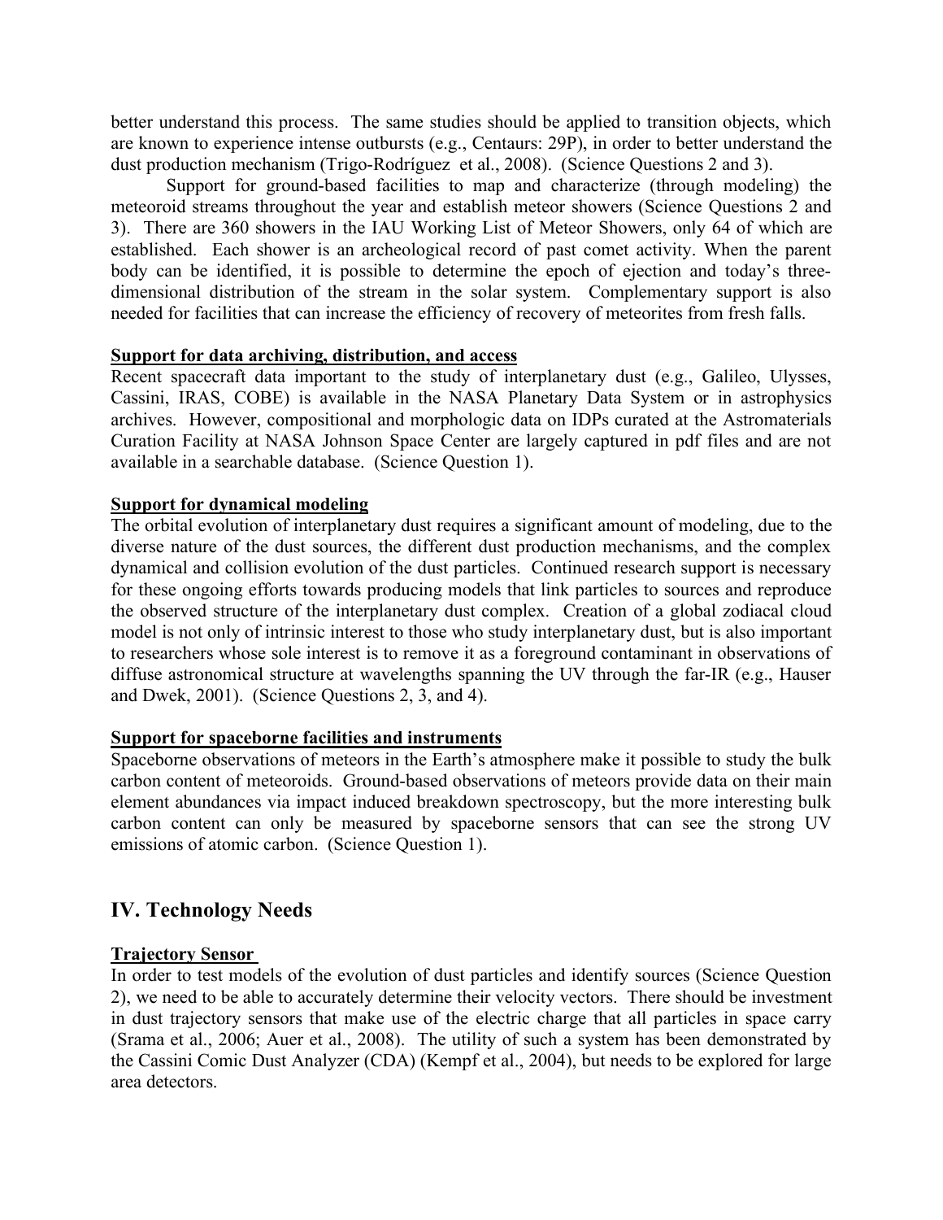better understand this process. The same studies should be applied to transition objects, which are known to experience intense outbursts (e.g., Centaurs: 29P), in order to better understand the dust production mechanism (Trigo-Rodríguez et al., 2008). (Science Questions 2 and 3).

Support for ground-based facilities to map and characterize (through modeling) the meteoroid streams throughout the year and establish meteor showers (Science Questions 2 and 3). There are 360 showers in the IAU Working List of Meteor Showers, only 64 of which are established. Each shower is an archeological record of past comet activity. When the parent body can be identified, it is possible to determine the epoch of ejection and today's three-dimensional distribution of the stream in the solar system. Complementary support is also needed for facilities that can increase the efficiency of recovery of meteorites from fresh falls.

**Support for data archiving, distribution, and access**

Recent spacecraft data important to the study of interplanetary dust (e.g., Galileo, Ulysses, Cassini, IRAS, COBE) is available in the NASA Planetary Data System or in astrophysics archives. However, compositional and morphologic data on IDPs curated at the Astromaterials Curation Facility at NASA Johnson Space Center are largely captured in pdf files and are not available in a searchable database. (Science Question 1).

**Support for dynamical modeling**

The orbital evolution of interplanetary dust requires a significant amount of modeling, due to the diverse nature of the dust sources, the different dust production mechanisms, and the complex dynamical and collision evolution of the dust particles. Continued research support is necessary for these ongoing efforts towards producing models that link particles to sources and reproduce the observed structure of the interplanetary dust complex. Creation of a global zodiacal cloud model is not only of intrinsic interest to those who study interplanetary dust, but is also important to researchers whose sole interest is to remove it as a foreground contaminant in observations of diffuse astronomical structure at wavelengths spanning the UV through the far-IR (e.g., Hauser and Dwek, 2001). (Science Questions 2, 3, and 4).

**Support for spaceborne facilities and instruments**

Spaceborne observations of meteors in the Earth's atmosphere make it possible to study the bulk carbon content of meteoroids. Ground-based observations of meteors provide data on their main element abundances via impact induced breakdown spectroscopy, but the more interesting bulk carbon content can only be measured by spaceborne sensors that can see the strong UV emissions of atomic carbon. (Science Question 1).

## IV. Technology Needs

**Trajectory Sensor**

In order to test models of the evolution of dust particles and identify sources (Science Question 2), we need to be able to accurately determine their velocity vectors. There should be investment in dust trajectory sensors that make use of the electric charge that all particles in space carry (Srama et al., 2006; Auer et al., 2008). The utility of such a system has been demonstrated by the Cassini Comic Dust Analyzer (CDA) (Kempf et al., 2004), but needs to be explored for large area detectors.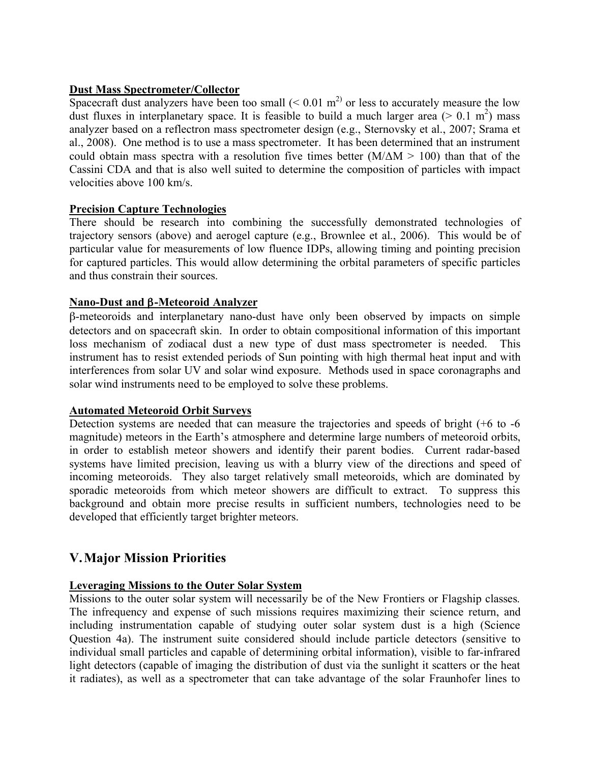**Dust Mass Spectrometer/Collector**

Spacecraft dust analyzers have been too small ($< 0.01$ m$^{2)}$ or less to accurately measure the low dust fluxes in interplanetary space. It is feasible to build a much larger area ($> 0.1$ m$^2$) mass analyzer based on a reflectron mass spectrometer design (e.g., Sternovsky et al., 2007; Srama et al., 2008). One method is to use a mass spectrometer. It has been determined that an instrument could obtain mass spectra with a resolution five times better ($M/\Delta M > 100$) than that of the Cassini CDA and that is also well suited to determine the composition of particles with impact velocities above 100 km/s.

**Precision Capture Technologies**

There should be research into combining the successfully demonstrated technologies of trajectory sensors (above) and aerogel capture (e.g., Brownlee et al., 2006). This would be of particular value for measurements of low fluence IDPs, allowing timing and pointing precision for captured particles. This would allow determining the orbital parameters of specific particles and thus constrain their sources.

**Nano-Dust and β-Meteoroid Analyzer**

β-meteoroids and interplanetary nano-dust have only been observed by impacts on simple detectors and on spacecraft skin. In order to obtain compositional information of this important loss mechanism of zodiacal dust a new type of dust mass spectrometer is needed. This instrument has to resist extended periods of Sun pointing with high thermal heat input and with interferences from solar UV and solar wind exposure. Methods used in space coronagraphs and solar wind instruments need to be employed to solve these problems.

**Automated Meteoroid Orbit Surveys**

Detection systems are needed that can measure the trajectories and speeds of bright (+6 to -6 magnitude) meteors in the Earth's atmosphere and determine large numbers of meteoroid orbits, in order to establish meteor showers and identify their parent bodies. Current radar-based systems have limited precision, leaving us with a blurry view of the directions and speed of incoming meteoroids. They also target relatively small meteoroids, which are dominated by sporadic meteoroids from which meteor showers are difficult to extract. To suppress this background and obtain more precise results in sufficient numbers, technologies need to be developed that efficiently target brighter meteors.

## V. Major Mission Priorities

**Leveraging Missions to the Outer Solar System**

Missions to the outer solar system will necessarily be of the New Frontiers or Flagship classes. The infrequency and expense of such missions requires maximizing their science return, and including instrumentation capable of studying outer solar system dust is a high (Science Question 4a). The instrument suite considered should include particle detectors (sensitive to individual small particles and capable of determining orbital information), visible to far-infrared light detectors (capable of imaging the distribution of dust via the sunlight it scatters or the heat it radiates), as well as a spectrometer that can take advantage of the solar Fraunhofer lines to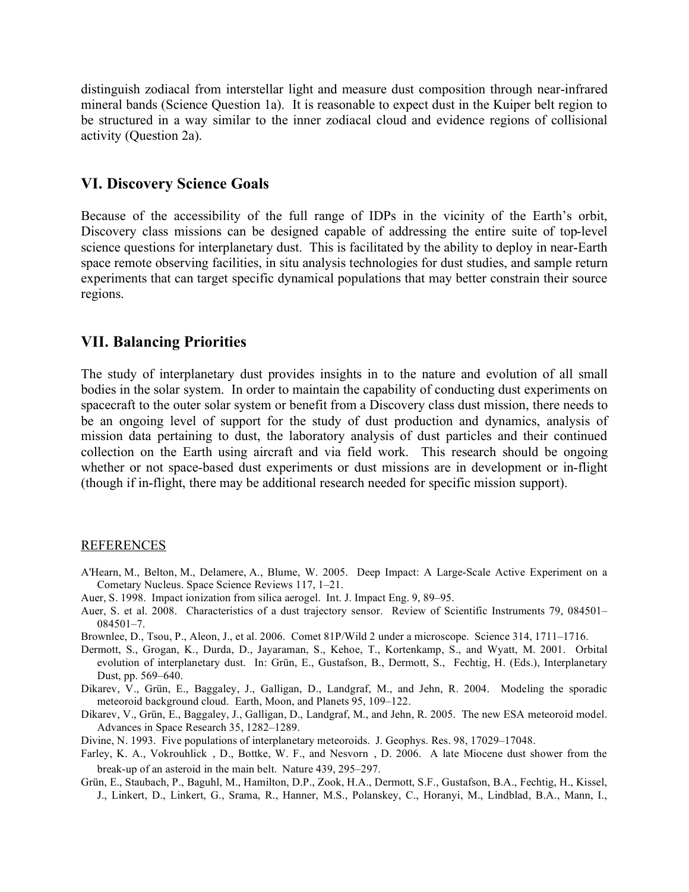distinguish zodiacal from interstellar light and measure dust composition through near-infrared mineral bands (Science Question 1a). It is reasonable to expect dust in the Kuiper belt region to be structured in a way similar to the inner zodiacal cloud and evidence regions of collisional activity (Question 2a).

## VI. Discovery Science Goals

Because of the accessibility of the full range of IDPs in the vicinity of the Earth's orbit, Discovery class missions can be designed capable of addressing the entire suite of top-level science questions for interplanetary dust. This is facilitated by the ability to deploy in near-Earth space remote observing facilities, in situ analysis technologies for dust studies, and sample return experiments that can target specific dynamical populations that may better constrain their source regions.

## VII. Balancing Priorities

The study of interplanetary dust provides insights in to the nature and evolution of all small bodies in the solar system. In order to maintain the capability of conducting dust experiments on spacecraft to the outer solar system or benefit from a Discovery class dust mission, there needs to be an ongoing level of support for the study of dust production and dynamics, analysis of mission data pertaining to dust, the laboratory analysis of dust particles and their continued collection on the Earth using aircraft and via field work. This research should be ongoing whether or not space-based dust experiments or dust missions are in development or in-flight (though if in-flight, there may be additional research needed for specific mission support).

## REFERENCES

A'Hearn, M., Belton, M., Delamere, A., Blume, W. 2005. Deep Impact: A Large-Scale Active Experiment on a Cometary Nucleus. Space Science Reviews 117, 1–21.

Auer, S. 1998. Impact ionization from silica aerogel. Int. J. Impact Eng. 9, 89–95.

Auer, S. et al. 2008. Characteristics of a dust trajectory sensor. Review of Scientific Instruments 79, 084501–084501–7.

Brownlee, D., Tsou, P., Aleon, J., et al. 2006. Comet 81P/Wild 2 under a microscope. Science 314, 1711–1716.

Dermott, S., Grogan, K., Durda, D., Jayaraman, S., Kehoe, T., Kortenkamp, S., and Wyatt, M. 2001. Orbital evolution of interplanetary dust. In: Grün, E., Gustafson, B., Dermott, S., Fechtig, H. (Eds.), Interplanetary Dust, pp. 569–640.

Dikarev, V., Grün, E., Baggaley, J., Galligan, D., Landgraf, M., and Jehn, R. 2004. Modeling the sporadic meteoroid background cloud. Earth, Moon, and Planets 95, 109–122.

Dikarev, V., Grün, E., Baggaley, J., Galligan, D., Landgraf, M., and Jehn, R. 2005. The new ESA meteoroid model. Advances in Space Research 35, 1282–1289.

Divine, N. 1993. Five populations of interplanetary meteoroids. J. Geophys. Res. 98, 17029–17048.

Farley, K. A., Vokrouhlick , D., Bottke, W. F., and Nesvorn , D. 2006. A late Miocene dust shower from the break-up of an asteroid in the main belt. Nature 439, 295–297.

Grün, E., Staubach, P., Baguhl, M., Hamilton, D.P., Zook, H.A., Dermott, S.F., Gustafson, B.A., Fechtig, H., Kissel, J., Linkert, D., Linkert, G., Srama, R., Hanner, M.S., Polanskey, C., Horanyi, M., Lindblad, B.A., Mann, I.,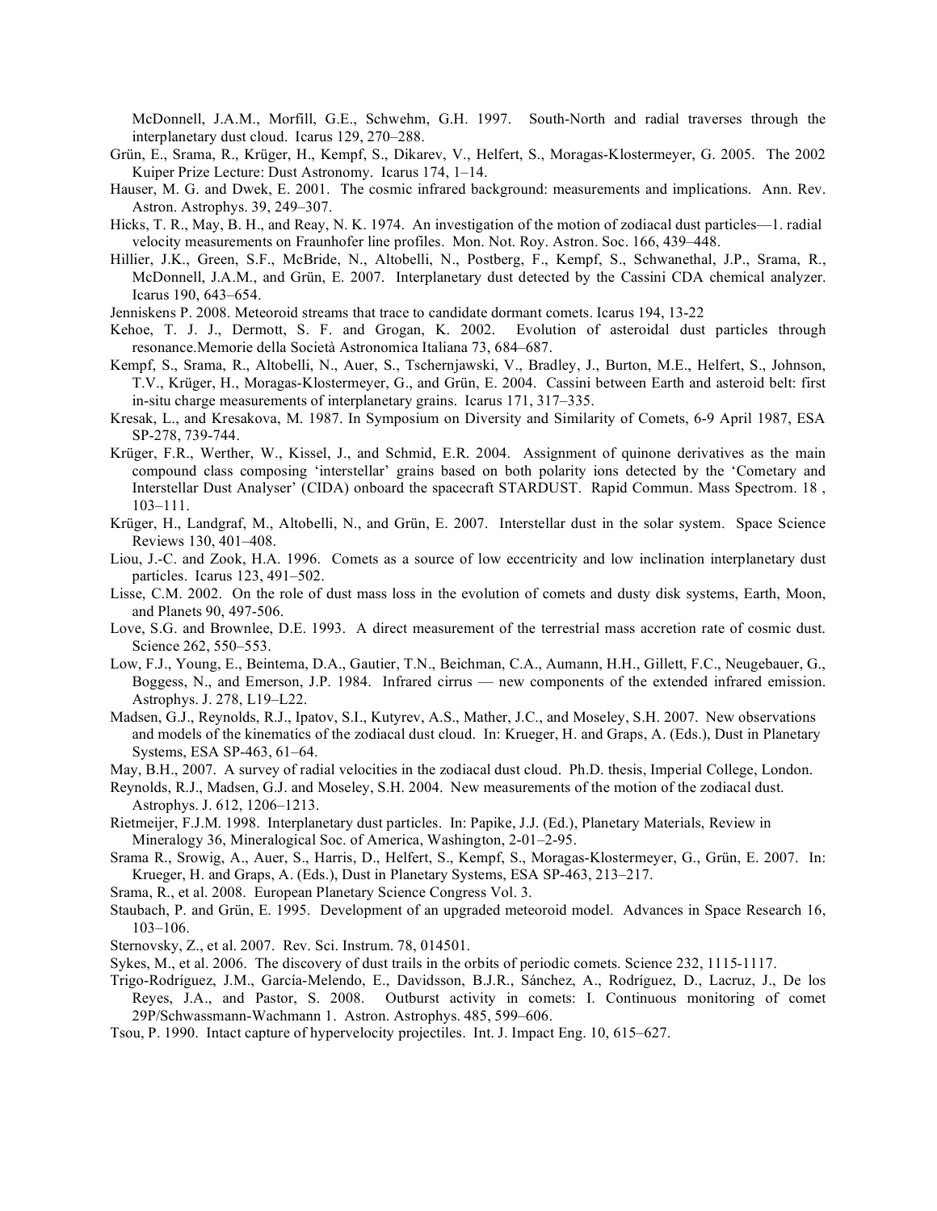McDonnell, J.A.M., Morfill, G.E., Schwehm, G.H. 1997. South-North and radial traverses through the interplanetary dust cloud. Icarus 129, 270–288.

Grün, E., Srama, R., Krüger, H., Kempf, S., Dikarev, V., Helfert, S., Moragas-Klostermeyer, G. 2005. The 2002 Kuiper Prize Lecture: Dust Astronomy. Icarus 174, 1–14.

Hauser, M. G. and Dwek, E. 2001. The cosmic infrared background: measurements and implications. Ann. Rev. Astron. Astrophys. 39, 249–307.

Hicks, T. R., May, B. H., and Reay, N. K. 1974. An investigation of the motion of zodiacal dust particles—1. radial velocity measurements on Fraunhofer line profiles. Mon. Not. Roy. Astron. Soc. 166, 439–448.

Hillier, J.K., Green, S.F., McBride, N., Altobelli, N., Postberg, F., Kempf, S., Schwanethal, J.P., Srama, R., McDonnell, J.A.M., and Grün, E. 2007. Interplanetary dust detected by the Cassini CDA chemical analyzer. Icarus 190, 643–654.

Jenniskens P. 2008. Meteoroid streams that trace to candidate dormant comets. Icarus 194, 13-22

Kehoe, T. J. J., Dermott, S. F. and Grogan, K. 2002. Evolution of asteroidal dust particles through resonance.Memorie della Società Astronomica Italiana 73, 684–687.

Kempf, S., Srama, R., Altobelli, N., Auer, S., Tschernjawski, V., Bradley, J., Burton, M.E., Helfert, S., Johnson, T.V., Krüger, H., Moragas-Klostermeyer, G., and Grün, E. 2004. Cassini between Earth and asteroid belt: first in-situ charge measurements of interplanetary grains. Icarus 171, 317–335.

Kresak, L., and Kresakova, M. 1987. In Symposium on Diversity and Similarity of Comets, 6-9 April 1987, ESA SP-278, 739-744.

Krüger, F.R., Werther, W., Kissel, J., and Schmid, E.R. 2004. Assignment of quinone derivatives as the main compound class composing 'interstellar' grains based on both polarity ions detected by the 'Cometary and Interstellar Dust Analyser' (CIDA) onboard the spacecraft STARDUST. Rapid Commun. Mass Spectrom. 18 , 103–111.

Krüger, H., Landgraf, M., Altobelli, N., and Grün, E. 2007. Interstellar dust in the solar system. Space Science Reviews 130, 401–408.

Liou, J.-C. and Zook, H.A. 1996. Comets as a source of low eccentricity and low inclination interplanetary dust particles. Icarus 123, 491–502.

Lisse, C.M. 2002. On the role of dust mass loss in the evolution of comets and dusty disk systems, Earth, Moon, and Planets 90, 497-506.

Love, S.G. and Brownlee, D.E. 1993. A direct measurement of the terrestrial mass accretion rate of cosmic dust. Science 262, 550–553.

Low, F.J., Young, E., Beintema, D.A., Gautier, T.N., Beichman, C.A., Aumann, H.H., Gillett, F.C., Neugebauer, G., Boggess, N., and Emerson, J.P. 1984. Infrared cirrus — new components of the extended infrared emission. Astrophys. J. 278, L19–L22.

Madsen, G.J., Reynolds, R.J., Ipatov, S.I., Kutyrev, A.S., Mather, J.C., and Moseley, S.H. 2007. New observations and models of the kinematics of the zodiacal dust cloud. In: Krueger, H. and Graps, A. (Eds.), Dust in Planetary Systems, ESA SP-463, 61–64.

May, B.H., 2007. A survey of radial velocities in the zodiacal dust cloud. Ph.D. thesis, Imperial College, London.

Reynolds, R.J., Madsen, G.J. and Moseley, S.H. 2004. New measurements of the motion of the zodiacal dust. Astrophys. J. 612, 1206–1213.

Rietmeijer, F.J.M. 1998. Interplanetary dust particles. In: Papike, J.J. (Ed.), Planetary Materials, Review in Mineralogy 36, Mineralogical Soc. of America, Washington, 2-01–2-95.

Srama R., Srowig, A., Auer, S., Harris, D., Helfert, S., Kempf, S., Moragas-Klostermeyer, G., Grün, E. 2007. In: Krueger, H. and Graps, A. (Eds.), Dust in Planetary Systems, ESA SP-463, 213–217.

Srama, R., et al. 2008. European Planetary Science Congress Vol. 3.

Staubach, P. and Grün, E. 1995. Development of an upgraded meteoroid model. Advances in Space Research 16, 103–106.

Sternovsky, Z., et al. 2007. Rev. Sci. Instrum. 78, 014501.

Sykes, M., et al. 2006. The discovery of dust trails in the orbits of periodic comets. Science 232, 1115-1117.

Trigo-Rodríguez, J.M., García-Melendo, E., Davidsson, B.J.R., Sánchez, A., Rodríguez, D., Lacruz, J., De los Reyes, J.A., and Pastor, S. 2008. Outburst activity in comets: I. Continuous monitoring of comet 29P/Schwassmann-Wachmann 1. Astron. Astrophys. 485, 599–606.

Tsou, P. 1990. Intact capture of hypervelocity projectiles. Int. J. Impact Eng. 10, 615–627.